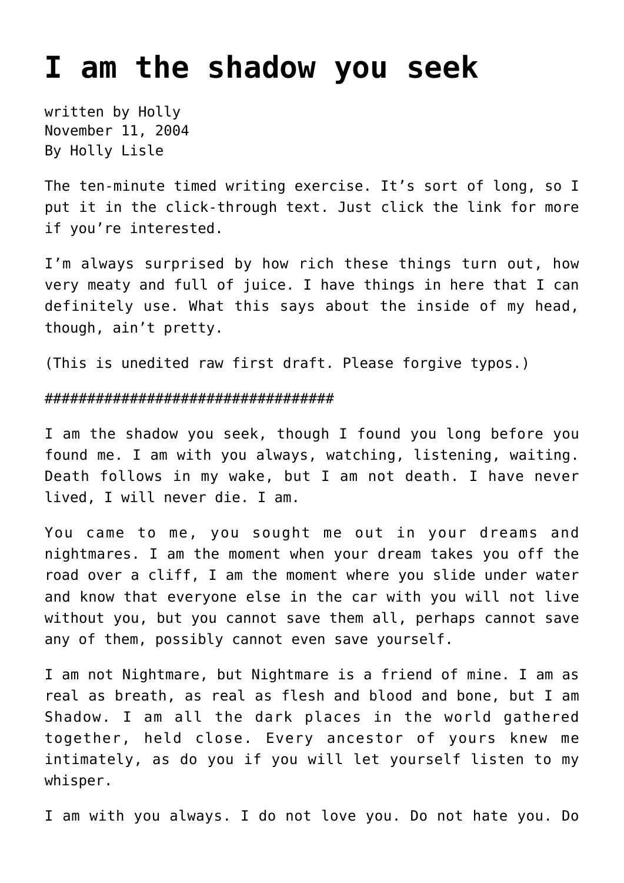# I am the shadow you seek

written by Holly
November 11, 2004
By Holly Lisle

The ten-minute timed writing exercise. It's sort of long, so I put it in the click-through text. Just click the link for more if you're interested.

I'm always surprised by how rich these things turn out, how very meaty and full of juice. I have things in here that I can definitely use. What this says about the inside of my head, though, ain't pretty.

(This is unedited raw first draft. Please forgive typos.)

##################################

I am the shadow you seek, though I found you long before you found me. I am with you always, watching, listening, waiting. Death follows in my wake, but I am not death. I have never lived, I will never die. I am.

You came to me, you sought me out in your dreams and nightmares. I am the moment when your dream takes you off the road over a cliff, I am the moment where you slide under water and know that everyone else in the car with you will not live without you, but you cannot save them all, perhaps cannot save any of them, possibly cannot even save yourself.

I am not Nightmare, but Nightmare is a friend of mine. I am as real as breath, as real as flesh and blood and bone, but I am Shadow. I am all the dark places in the world gathered together, held close. Every ancestor of yours knew me intimately, as do you if you will let yourself listen to my whisper.

I am with you always. I do not love you. Do not hate you. Do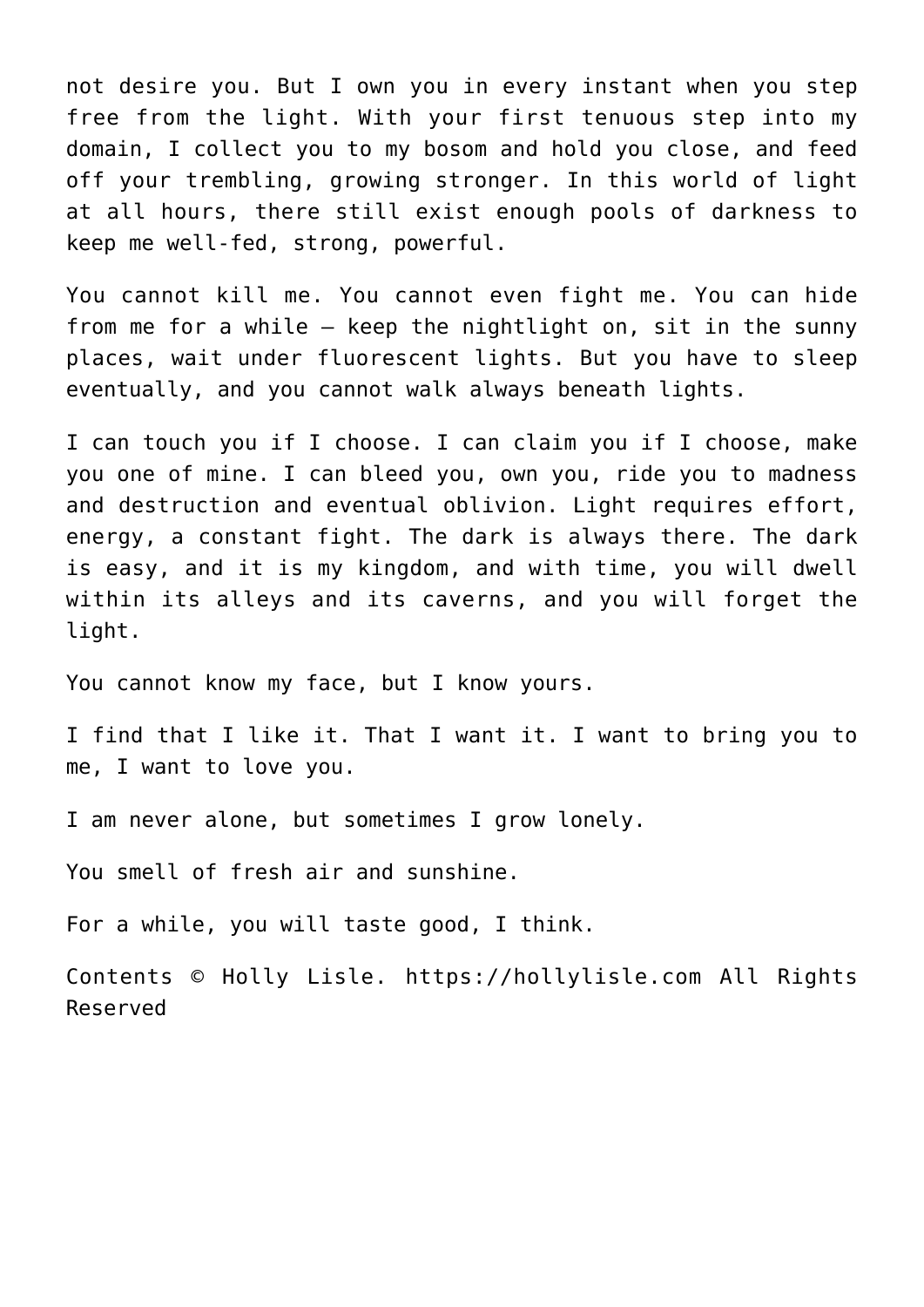not desire you. But I own you in every instant when you step free from the light. With your first tenuous step into my domain, I collect you to my bosom and hold you close, and feed off your trembling, growing stronger. In this world of light at all hours, there still exist enough pools of darkness to keep me well-fed, strong, powerful.

You cannot kill me. You cannot even fight me. You can hide from me for a while – keep the nightlight on, sit in the sunny places, wait under fluorescent lights. But you have to sleep eventually, and you cannot walk always beneath lights.

I can touch you if I choose. I can claim you if I choose, make you one of mine. I can bleed you, own you, ride you to madness and destruction and eventual oblivion. Light requires effort, energy, a constant fight. The dark is always there. The dark is easy, and it is my kingdom, and with time, you will dwell within its alleys and its caverns, and you will forget the light.

You cannot know my face, but I know yours.

I find that I like it. That I want it. I want to bring you to me, I want to love you.

I am never alone, but sometimes I grow lonely.

You smell of fresh air and sunshine.

For a while, you will taste good, I think.

Contents © Holly Lisle. https://hollylisle.com All Rights Reserved